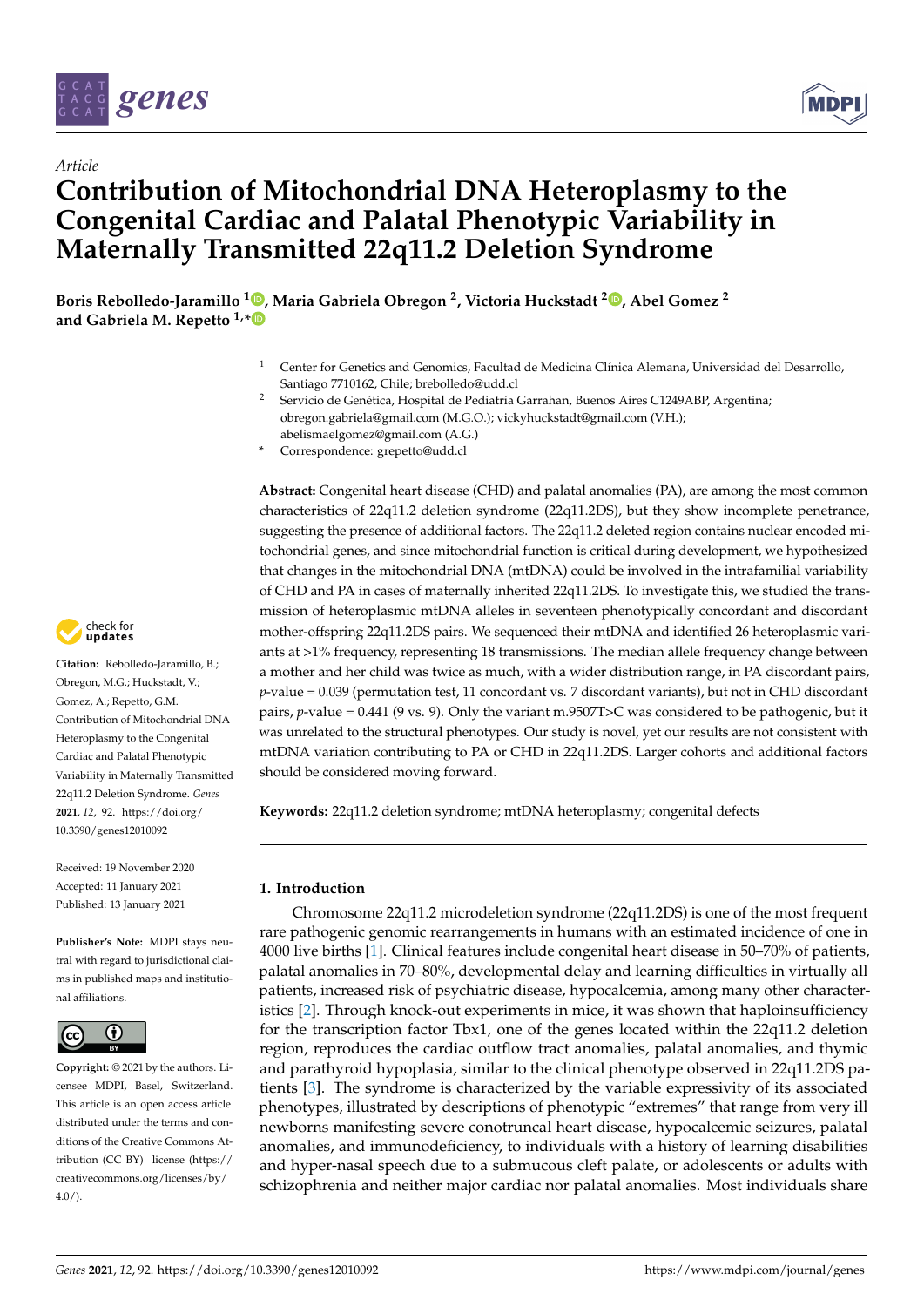*Article*

# Contribution of Mitochondrial DNA Heteroplasmy to the Congenital Cardiac and Palatal Phenotypic Variability in Maternally Transmitted 22q11.2 Deletion Syndrome

**Boris Rebolledo-Jaramillo [1], Maria Gabriela Obregon [2], Victoria Huckstadt [2], Abel Gomez [2] and Gabriela M. Repetto [1,*]**

[1] Center for Genetics and Genomics, Facultad de Medicina Clínica Alemana, Universidad del Desarrollo, Santiago 7710162, Chile; brebolledo@udd.cl

[2] Servicio de Genética, Hospital de Pediatría Garrahan, Buenos Aires C1249ABP, Argentina; obregon.gabriela@gmail.com (M.G.O.); vickyhuckstadt@gmail.com (V.H.); abelismaelgomez@gmail.com (A.G.)

* Correspondence: grepetto@udd.cl

**Abstract:** Congenital heart disease (CHD) and palatal anomalies (PA), are among the most common characteristics of 22q11.2 deletion syndrome (22q11.2DS), but they show incomplete penetrance, suggesting the presence of additional factors. The 22q11.2 deleted region contains nuclear encoded mitochondrial genes, and since mitochondrial function is critical during development, we hypothesized that changes in the mitochondrial DNA (mtDNA) could be involved in the intrafamilial variability of CHD and PA in cases of maternally inherited 22q11.2DS. To investigate this, we studied the transmission of heteroplasmic mtDNA alleles in seventeen phenotypically concordant and discordant mother-offspring 22q11.2DS pairs. We sequenced their mtDNA and identified 26 heteroplasmic variants at >1% frequency, representing 18 transmissions. The median allele frequency change between a mother and her child was twice as much, with a wider distribution range, in PA discordant pairs, $p$-value = 0.039 (permutation test, 11 concordant vs. 7 discordant variants), but not in CHD discordant pairs, $p$-value = 0.441 (9 vs. 9). Only the variant m.9507T>C was considered to be pathogenic, but it was unrelated to the structural phenotypes. Our study is novel, yet our results are not consistent with mtDNA variation contributing to PA or CHD in 22q11.2DS. Larger cohorts and additional factors should be considered moving forward.

**Keywords:** 22q11.2 deletion syndrome; mtDNA heteroplasmy; congenital defects

**Citation:** Rebolledo-Jaramillo, B.; Obregon, M.G.; Huckstadt, V.; Gomez, A.; Repetto, G.M. Contribution of Mitochondrial DNA Heteroplasmy to the Congenital Cardiac and Palatal Phenotypic Variability in Maternally Transmitted 22q11.2 Deletion Syndrome. *Genes* **2021**, *12*, 92. https://doi.org/10.3390/genes12010092

Received: 19 November 2020
Accepted: 11 January 2021
Published: 13 January 2021

**Publisher's Note:** MDPI stays neutral with regard to jurisdictional claims in published maps and institutional affiliations.

**Copyright:** © 2021 by the authors. Licensee MDPI, Basel, Switzerland. This article is an open access article distributed under the terms and conditions of the Creative Commons Attribution (CC BY) license (https://creativecommons.org/licenses/by/4.0/).

## 1. Introduction

Chromosome 22q11.2 microdeletion syndrome (22q11.2DS) is one of the most frequent rare pathogenic genomic rearrangements in humans with an estimated incidence of one in 4000 live births [1]. Clinical features include congenital heart disease in 50–70% of patients, palatal anomalies in 70–80%, developmental delay and learning difficulties in virtually all patients, increased risk of psychiatric disease, hypocalcemia, among many other characteristics [2]. Through knock-out experiments in mice, it was shown that haploinsufficiency for the transcription factor Tbx1, one of the genes located within the 22q11.2 deletion region, reproduces the cardiac outflow tract anomalies, palatal anomalies, and thymic and parathyroid hypoplasia, similar to the clinical phenotype observed in 22q11.2DS patients [3]. The syndrome is characterized by the variable expressivity of its associated phenotypes, illustrated by descriptions of phenotypic "extremes" that range from very ill newborns manifesting severe conotruncal heart disease, hypocalcemic seizures, palatal anomalies, and immunodeficiency, to individuals with a history of learning disabilities and hyper-nasal speech due to a submucous cleft palate, or adolescents or adults with schizophrenia and neither major cardiac nor palatal anomalies. Most individuals share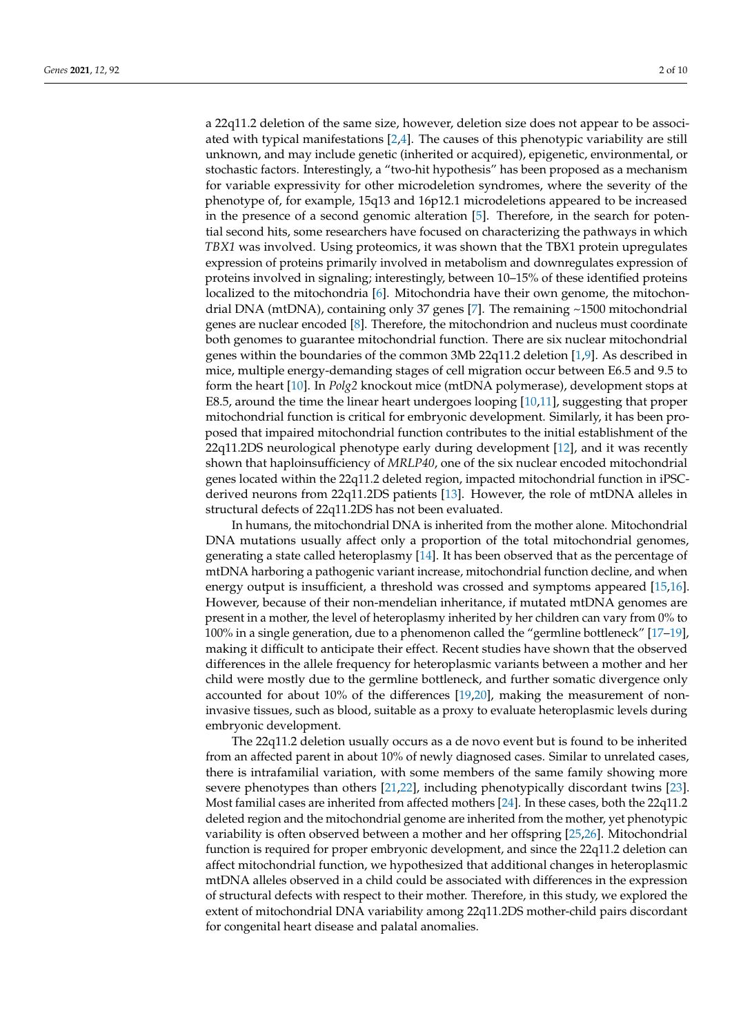a 22q11.2 deletion of the same size, however, deletion size does not appear to be associated with typical manifestations [2,4]. The causes of this phenotypic variability are still unknown, and may include genetic (inherited or acquired), epigenetic, environmental, or stochastic factors. Interestingly, a "two-hit hypothesis" has been proposed as a mechanism for variable expressivity for other microdeletion syndromes, where the severity of the phenotype of, for example, 15q13 and 16p12.1 microdeletions appeared to be increased in the presence of a second genomic alteration [5]. Therefore, in the search for potential second hits, some researchers have focused on characterizing the pathways in which *TBX1* was involved. Using proteomics, it was shown that the TBX1 protein upregulates expression of proteins primarily involved in metabolism and downregulates expression of proteins involved in signaling; interestingly, between 10–15% of these identified proteins localized to the mitochondria [6]. Mitochondria have their own genome, the mitochondrial DNA (mtDNA), containing only 37 genes [7]. The remaining ~1500 mitochondrial genes are nuclear encoded [8]. Therefore, the mitochondrion and nucleus must coordinate both genomes to guarantee mitochondrial function. There are six nuclear mitochondrial genes within the boundaries of the common 3Mb 22q11.2 deletion [1,9]. As described in mice, multiple energy-demanding stages of cell migration occur between E6.5 and 9.5 to form the heart [10]. In *Polg2* knockout mice (mtDNA polymerase), development stops at E8.5, around the time the linear heart undergoes looping [10,11], suggesting that proper mitochondrial function is critical for embryonic development. Similarly, it has been proposed that impaired mitochondrial function contributes to the initial establishment of the 22q11.2DS neurological phenotype early during development [12], and it was recently shown that haploinsufficiency of *MRLP40*, one of the six nuclear encoded mitochondrial genes located within the 22q11.2 deleted region, impacted mitochondrial function in iPSC-derived neurons from 22q11.2DS patients [13]. However, the role of mtDNA alleles in structural defects of 22q11.2DS has not been evaluated.

In humans, the mitochondrial DNA is inherited from the mother alone. Mitochondrial DNA mutations usually affect only a proportion of the total mitochondrial genomes, generating a state called heteroplasmy [14]. It has been observed that as the percentage of mtDNA harboring a pathogenic variant increase, mitochondrial function decline, and when energy output is insufficient, a threshold was crossed and symptoms appeared [15,16]. However, because of their non-mendelian inheritance, if mutated mtDNA genomes are present in a mother, the level of heteroplasmy inherited by her children can vary from 0% to 100% in a single generation, due to a phenomenon called the "germline bottleneck" [17–19], making it difficult to anticipate their effect. Recent studies have shown that the observed differences in the allele frequency for heteroplasmic variants between a mother and her child were mostly due to the germline bottleneck, and further somatic divergence only accounted for about 10% of the differences [19,20], making the measurement of non-invasive tissues, such as blood, suitable as a proxy to evaluate heteroplasmic levels during embryonic development.

The 22q11.2 deletion usually occurs as a de novo event but is found to be inherited from an affected parent in about 10% of newly diagnosed cases. Similar to unrelated cases, there is intrafamilial variation, with some members of the same family showing more severe phenotypes than others [21,22], including phenotypically discordant twins [23]. Most familial cases are inherited from affected mothers [24]. In these cases, both the 22q11.2 deleted region and the mitochondrial genome are inherited from the mother, yet phenotypic variability is often observed between a mother and her offspring [25,26]. Mitochondrial function is required for proper embryonic development, and since the 22q11.2 deletion can affect mitochondrial function, we hypothesized that additional changes in heteroplasmic mtDNA alleles observed in a child could be associated with differences in the expression of structural defects with respect to their mother. Therefore, in this study, we explored the extent of mitochondrial DNA variability among 22q11.2DS mother-child pairs discordant for congenital heart disease and palatal anomalies.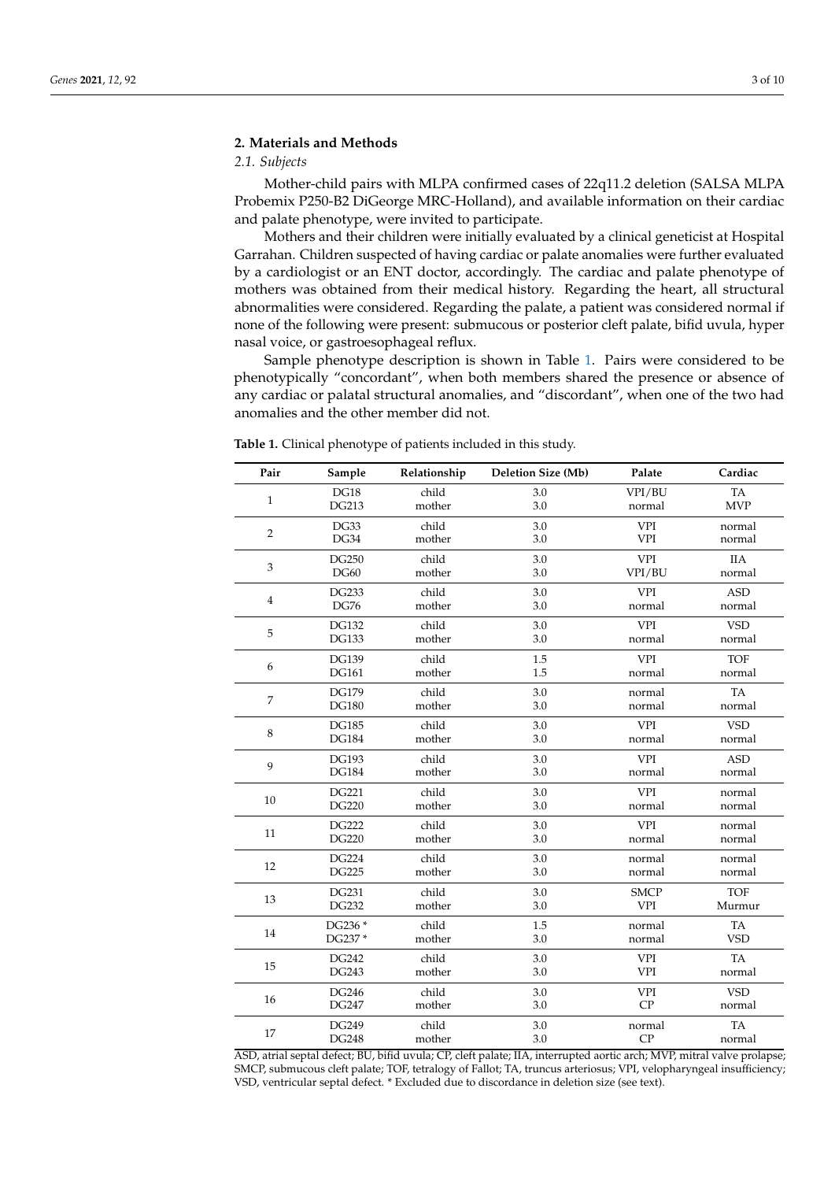## 2. Materials and Methods

### 2.1. Subjects

Mother-child pairs with MLPA confirmed cases of 22q11.2 deletion (SALSA MLPA Probemix P250-B2 DiGeorge MRC-Holland), and available information on their cardiac and palate phenotype, were invited to participate.

Mothers and their children were initially evaluated by a clinical geneticist at Hospital Garrahan. Children suspected of having cardiac or palate anomalies were further evaluated by a cardiologist or an ENT doctor, accordingly. The cardiac and palate phenotype of mothers was obtained from their medical history. Regarding the heart, all structural abnormalities were considered. Regarding the palate, a patient was considered normal if none of the following were present: submucous or posterior cleft palate, bifid uvula, hyper nasal voice, or gastroesophageal reflux.

Sample phenotype description is shown in Table 1. Pairs were considered to be phenotypically "concordant", when both members shared the presence or absence of any cardiac or palatal structural anomalies, and "discordant", when one of the two had anomalies and the other member did not.

**Table 1.** Clinical phenotype of patients included in this study.

| Pair | Sample | Relationship | Deletion Size (Mb) | Palate | Cardiac |
|---|---|---|---|---|---|
| 1 | DG18 | child | 3.0 | VPI/BU | TA |
| | DG213 | mother | 3.0 | normal | MVP |
| 2 | DG33 | child | 3.0 | VPI | normal |
| | DG34 | mother | 3.0 | VPI | normal |
| 3 | DG250 | child | 3.0 | VPI | IIA |
| | DG60 | mother | 3.0 | VPI/BU | normal |
| 4 | DG233 | child | 3.0 | VPI | ASD |
| | DG76 | mother | 3.0 | normal | normal |
| 5 | DG132 | child | 3.0 | VPI | VSD |
| | DG133 | mother | 3.0 | normal | normal |
| 6 | DG139 | child | 1.5 | VPI | TOF |
| | DG161 | mother | 1.5 | normal | normal |
| 7 | DG179 | child | 3.0 | normal | TA |
| | DG180 | mother | 3.0 | normal | normal |
| 8 | DG185 | child | 3.0 | VPI | VSD |
| | DG184 | mother | 3.0 | normal | normal |
| 9 | DG193 | child | 3.0 | VPI | ASD |
| | DG184 | mother | 3.0 | normal | normal |
| 10 | DG221 | child | 3.0 | VPI | normal |
| | DG220 | mother | 3.0 | normal | normal |
| 11 | DG222 | child | 3.0 | VPI | normal |
| | DG220 | mother | 3.0 | normal | normal |
| 12 | DG224 | child | 3.0 | normal | normal |
| | DG225 | mother | 3.0 | normal | normal |
| 13 | DG231 | child | 3.0 | SMCP | TOF |
| | DG232 | mother | 3.0 | VPI | Murmur |
| 14 | DG236 * | child | 1.5 | normal | TA |
| | DG237 * | mother | 3.0 | normal | VSD |
| 15 | DG242 | child | 3.0 | VPI | TA |
| | DG243 | mother | 3.0 | VPI | normal |
| 16 | DG246 | child | 3.0 | VPI | VSD |
| | DG247 | mother | 3.0 | CP | normal |
| 17 | DG249 | child | 3.0 | normal | TA |
| | DG248 | mother | 3.0 | CP | normal |

ASD, atrial septal defect; BU, bifid uvula; CP, cleft palate; IIA, interrupted aortic arch; MVP, mitral valve prolapse; SMCP, submucous cleft palate; TOF, tetralogy of Fallot; TA, truncus arteriosus; VPI, velopharyngeal insufficiency; VSD, ventricular septal defect. * Excluded due to discordance in deletion size (see text).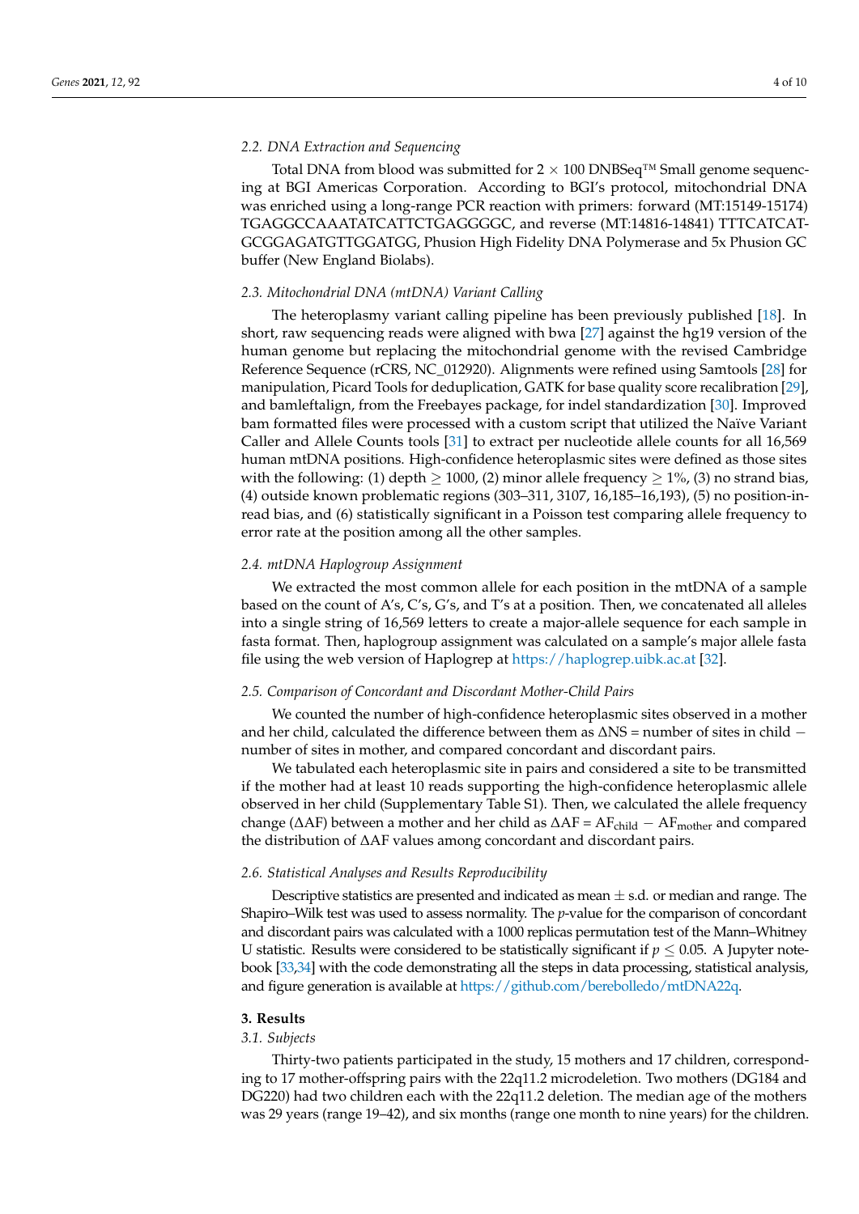### 2.2. DNA Extraction and Sequencing

Total DNA from blood was submitted for 2 × 100 DNBSeq™ Small genome sequencing at BGI Americas Corporation. According to BGI's protocol, mitochondrial DNA was enriched using a long-range PCR reaction with primers: forward (MT:15149-15174) TGAGGCCAAATATCATTCTGAGGGGC, and reverse (MT:14816-14841) TTTCATCATGCGGAGATGTTGGATGG, Phusion High Fidelity DNA Polymerase and 5x Phusion GC buffer (New England Biolabs).

### 2.3. Mitochondrial DNA (mtDNA) Variant Calling

The heteroplasmy variant calling pipeline has been previously published [18]. In short, raw sequencing reads were aligned with bwa [27] against the hg19 version of the human genome but replacing the mitochondrial genome with the revised Cambridge Reference Sequence (rCRS, NC_012920). Alignments were refined using Samtools [28] for manipulation, Picard Tools for deduplication, GATK for base quality score recalibration [29], and bamleftalign, from the Freebayes package, for indel standardization [30]. Improved bam formatted files were processed with a custom script that utilized the Naïve Variant Caller and Allele Counts tools [31] to extract per nucleotide allele counts for all 16,569 human mtDNA positions. High-confidence heteroplasmic sites were defined as those sites with the following: (1) depth ≥ 1000, (2) minor allele frequency ≥ 1%, (3) no strand bias, (4) outside known problematic regions (303–311, 3107, 16,185–16,193), (5) no position-in-read bias, and (6) statistically significant in a Poisson test comparing allele frequency to error rate at the position among all the other samples.

### 2.4. mtDNA Haplogroup Assignment

We extracted the most common allele for each position in the mtDNA of a sample based on the count of A's, C's, G's, and T's at a position. Then, we concatenated all alleles into a single string of 16,569 letters to create a major-allele sequence for each sample in fasta format. Then, haplogroup assignment was calculated on a sample's major allele fasta file using the web version of Haplogrep at https://haplogrep.uibk.ac.at [32].

### 2.5. Comparison of Concordant and Discordant Mother-Child Pairs

We counted the number of high-confidence heteroplasmic sites observed in a mother and her child, calculated the difference between them as ΔNS = number of sites in child − number of sites in mother, and compared concordant and discordant pairs.

We tabulated each heteroplasmic site in pairs and considered a site to be transmitted if the mother had at least 10 reads supporting the high-confidence heteroplasmic allele observed in her child (Supplementary Table S1). Then, we calculated the allele frequency change (ΔAF) between a mother and her child as $\Delta AF = AF_{child} - AF_{mother}$ and compared the distribution of ΔAF values among concordant and discordant pairs.

### 2.6. Statistical Analyses and Results Reproducibility

Descriptive statistics are presented and indicated as mean ± s.d. or median and range. The Shapiro–Wilk test was used to assess normality. The *p*-value for the comparison of concordant and discordant pairs was calculated with a 1000 replicas permutation test of the Mann–Whitney U statistic. Results were considered to be statistically significant if $p \leq 0.05$. A Jupyter notebook [33,34] with the code demonstrating all the steps in data processing, statistical analysis, and figure generation is available at https://github.com/berebolledo/mtDNA22q.

## 3. Results

### 3.1. Subjects

Thirty-two patients participated in the study, 15 mothers and 17 children, corresponding to 17 mother-offspring pairs with the 22q11.2 microdeletion. Two mothers (DG184 and DG220) had two children each with the 22q11.2 deletion. The median age of the mothers was 29 years (range 19–42), and six months (range one month to nine years) for the children.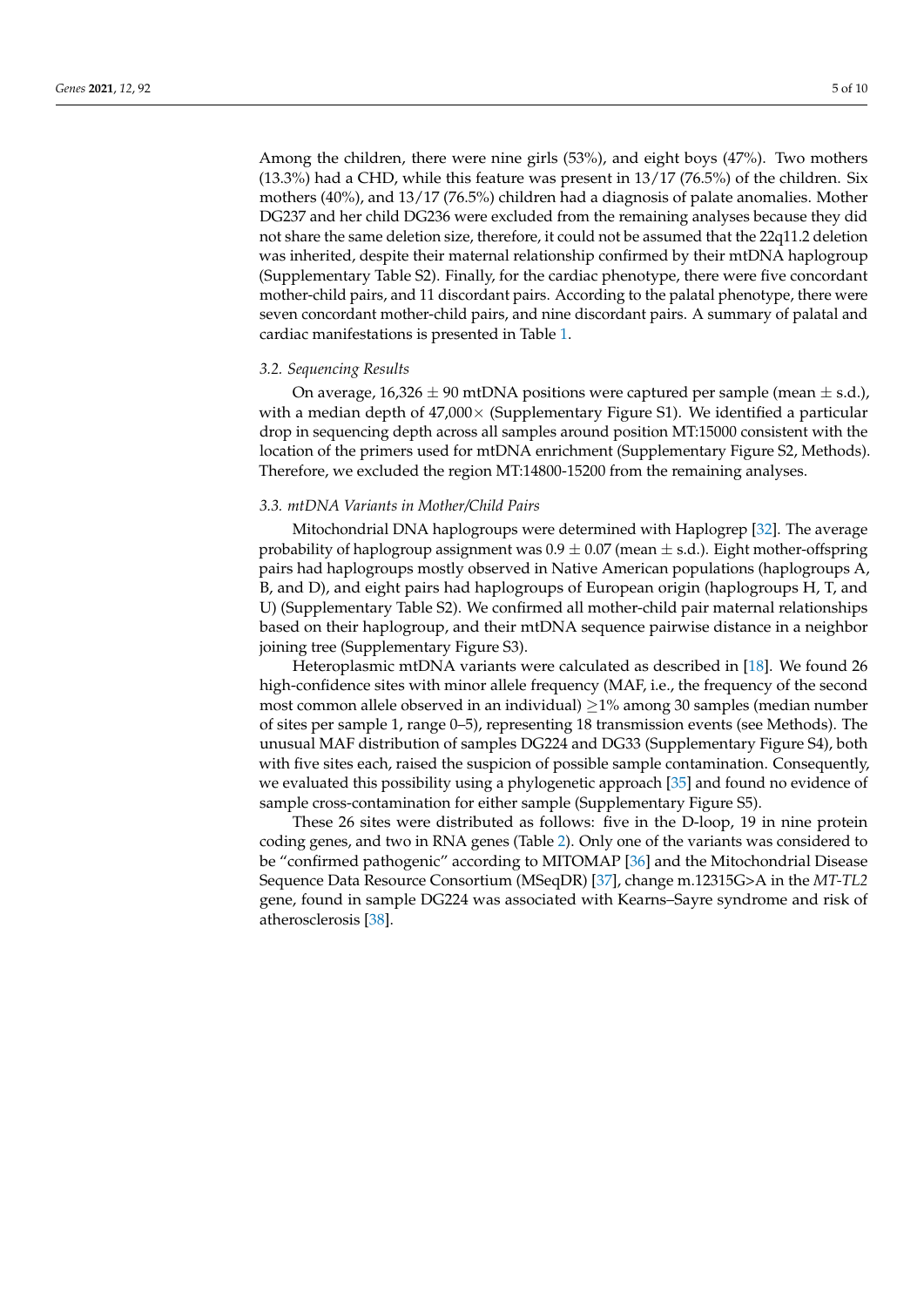Among the children, there were nine girls (53%), and eight boys (47%). Two mothers (13.3%) had a CHD, while this feature was present in 13/17 (76.5%) of the children. Six mothers (40%), and 13/17 (76.5%) children had a diagnosis of palate anomalies. Mother DG237 and her child DG236 were excluded from the remaining analyses because they did not share the same deletion size, therefore, it could not be assumed that the 22q11.2 deletion was inherited, despite their maternal relationship confirmed by their mtDNA haplogroup (Supplementary Table S2). Finally, for the cardiac phenotype, there were five concordant mother-child pairs, and 11 discordant pairs. According to the palatal phenotype, there were seven concordant mother-child pairs, and nine discordant pairs. A summary of palatal and cardiac manifestations is presented in Table 1.

### *3.2. Sequencing Results*

On average, 16,326 $\pm$ 90 mtDNA positions were captured per sample (mean $\pm$ s.d.), with a median depth of 47,000$\times$ (Supplementary Figure S1). We identified a particular drop in sequencing depth across all samples around position MT:15000 consistent with the location of the primers used for mtDNA enrichment (Supplementary Figure S2, Methods). Therefore, we excluded the region MT:14800-15200 from the remaining analyses.

### *3.3. mtDNA Variants in Mother/Child Pairs*

Mitochondrial DNA haplogroups were determined with Haplogrep [32]. The average probability of haplogroup assignment was 0.9 $\pm$ 0.07 (mean $\pm$ s.d.). Eight mother-offspring pairs had haplogroups mostly observed in Native American populations (haplogroups A, B, and D), and eight pairs had haplogroups of European origin (haplogroups H, T, and U) (Supplementary Table S2). We confirmed all mother-child pair maternal relationships based on their haplogroup, and their mtDNA sequence pairwise distance in a neighbor joining tree (Supplementary Figure S3).

Heteroplasmic mtDNA variants were calculated as described in [18]. We found 26 high-confidence sites with minor allele frequency (MAF, i.e., the frequency of the second most common allele observed in an individual) $\geq$1% among 30 samples (median number of sites per sample 1, range 0–5), representing 18 transmission events (see Methods). The unusual MAF distribution of samples DG224 and DG33 (Supplementary Figure S4), both with five sites each, raised the suspicion of possible sample contamination. Consequently, we evaluated this possibility using a phylogenetic approach [35] and found no evidence of sample cross-contamination for either sample (Supplementary Figure S5).

These 26 sites were distributed as follows: five in the D-loop, 19 in nine protein coding genes, and two in RNA genes (Table 2). Only one of the variants was considered to be "confirmed pathogenic" according to MITOMAP [36] and the Mitochondrial Disease Sequence Data Resource Consortium (MSeqDR) [37], change m.12315G>A in the *MT-TL2* gene, found in sample DG224 was associated with Kearns–Sayre syndrome and risk of atherosclerosis [38].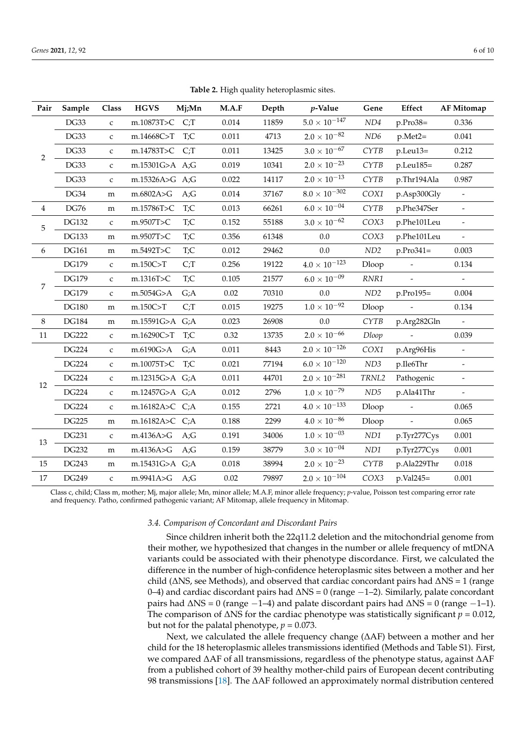**Table 2.** High quality heteroplasmic sites.

| Pair | Sample | Class | HGVS | Mj;Mn | M.A.F | Depth | *p*-Value | Gene | Effect | AF Mitomap |
|---|---|---|---|---|---|---|---|---|---|---|
| 2 | DG33 | c | m.10873T>C | C;T | 0.014 | 11859 | $5.0 \times 10^{-147}$ | *ND4* | p.Pro38= | 0.336 |
| | DG33 | c | m.14668C>T | T;C | 0.011 | 4713 | $2.0 \times 10^{-82}$ | *ND6* | p.Met2= | 0.041 |
| | DG33 | c | m.14783T>C | C;T | 0.011 | 13425 | $3.0 \times 10^{-67}$ | *CYTB* | p.Leu13= | 0.212 |
| | DG33 | c | m.15301G>A | A;G | 0.019 | 10341 | $2.0 \times 10^{-23}$ | *CYTB* | p.Leu185= | 0.287 |
| | DG33 | c | m.15326A>G | A;G | 0.022 | 14117 | $2.0 \times 10^{-13}$ | *CYTB* | p.Thr194Ala | 0.987 |
| | DG34 | m | m.6802A>G | A;G | 0.014 | 37167 | $8.0 \times 10^{-302}$ | *COX1* | p.Asp300Gly | - |
| 4 | DG76 | m | m.15786T>C | T;C | 0.013 | 66261 | $6.0 \times 10^{-04}$ | *CYTB* | p.Phe347Ser | - |
| 5 | DG132 | c | m.9507T>C | T;C | 0.152 | 55188 | $3.0 \times 10^{-62}$ | *COX3* | p.Phe101Leu | - |
| | DG133 | m | m.9507T>C | T;C | 0.356 | 61348 | 0.0 | *COX3* | p.Phe101Leu | - |
| 6 | DG161 | m | m.5492T>C | T;C | 0.012 | 29462 | 0.0 | *ND2* | p.Pro341= | 0.003 |
| 7 | DG179 | c | m.150C>T | C;T | 0.256 | 19122 | $4.0 \times 10^{-123}$ | Dloop | - | 0.134 |
| | DG179 | c | m.1316T>C | T;C | 0.105 | 21577 | $6.0 \times 10^{-09}$ | *RNR1* | - | - |
| | DG179 | c | m.5054G>A | G;A | 0.02 | 70310 | 0.0 | *ND2* | p.Pro195= | 0.004 |
| | DG180 | m | m.150C>T | C;T | 0.015 | 19275 | $1.0 \times 10^{-92}$ | Dloop | - | 0.134 |
| 8 | DG184 | m | m.15591G>A | G;A | 0.023 | 26908 | 0.0 | *CYTB* | p.Arg282Gln | - |
| 11 | DG222 | c | m.16290C>T | T;C | 0.32 | 13735 | $2.0 \times 10^{-66}$ | *Dloop* | - | 0.039 |
| 12 | DG224 | c | m.6190G>A | G;A | 0.011 | 8443 | $2.0 \times 10^{-126}$ | *COX1* | p.Arg96His | - |
| | DG224 | c | m.10075T>C | T;C | 0.021 | 77194 | $6.0 \times 10^{-120}$ | *ND3* | p.Ile6Thr | - |
| | DG224 | c | m.12315G>A | G;A | 0.011 | 44701 | $2.0 \times 10^{-281}$ | *TRNL2* | Pathogenic | - |
| | DG224 | c | m.12457G>A | G;A | 0.012 | 2796 | $1.0 \times 10^{-79}$ | *ND5* | p.Ala41Thr | - |
| | DG224 | c | m.16182A>C | C;A | 0.155 | 2721 | $4.0 \times 10^{-133}$ | Dloop | - | 0.065 |
| | DG225 | m | m.16182A>C | C;A | 0.188 | 2299 | $4.0 \times 10^{-86}$ | Dloop | - | 0.065 |
| 13 | DG231 | c | m.4136A>G | A;G | 0.191 | 34006 | $1.0 \times 10^{-03}$ | *ND1* | p.Tyr277Cys | 0.001 |
| | DG232 | m | m.4136A>G | A;G | 0.159 | 38779 | $3.0 \times 10^{-04}$ | *ND1* | p.Tyr277Cys | 0.001 |
| 15 | DG243 | m | m.15431G>A | G;A | 0.018 | 38994 | $2.0 \times 10^{-23}$ | *CYTB* | p.Ala229Thr | 0.018 |
| 17 | DG249 | c | m.9941A>G | A;G | 0.02 | 79897 | $2.0 \times 10^{-104}$ | *COX3* | p.Val245= | 0.001 |

Class c, child; Class m, mother; Mj, major allele; Mn, minor allele; M.A.F, minor allele frequency; *p*-value, Poisson test comparing error rate and frequency. Patho, confirmed pathogenic variant; AF Mitomap, allele frequency in Mitomap.

### 3.4. Comparison of Concordant and Discordant Pairs

Since children inherit both the 22q11.2 deletion and the mitochondrial genome from their mother, we hypothesized that changes in the number or allele frequency of mtDNA variants could be associated with their phenotype discordance. First, we calculated the difference in the number of high-confidence heteroplasmic sites between a mother and her child (ΔNS, see Methods), and observed that cardiac concordant pairs had ΔNS = 1 (range 0–4) and cardiac discordant pairs had ΔNS = 0 (range −1–2). Similarly, palate concordant pairs had ΔNS = 0 (range −1–4) and palate discordant pairs had ΔNS = 0 (range −1–1). The comparison of ΔNS for the cardiac phenotype was statistically significant $p = 0.012$, but not for the palatal phenotype, $p = 0.073$.

Next, we calculated the allele frequency change (ΔAF) between a mother and her child for the 18 heteroplasmic alleles transmissions identified (Methods and Table S1). First, we compared ΔAF of all transmissions, regardless of the phenotype status, against ΔAF from a published cohort of 39 healthy mother-child pairs of European decent contributing 98 transmissions [18]. The ΔAF followed an approximately normal distribution centered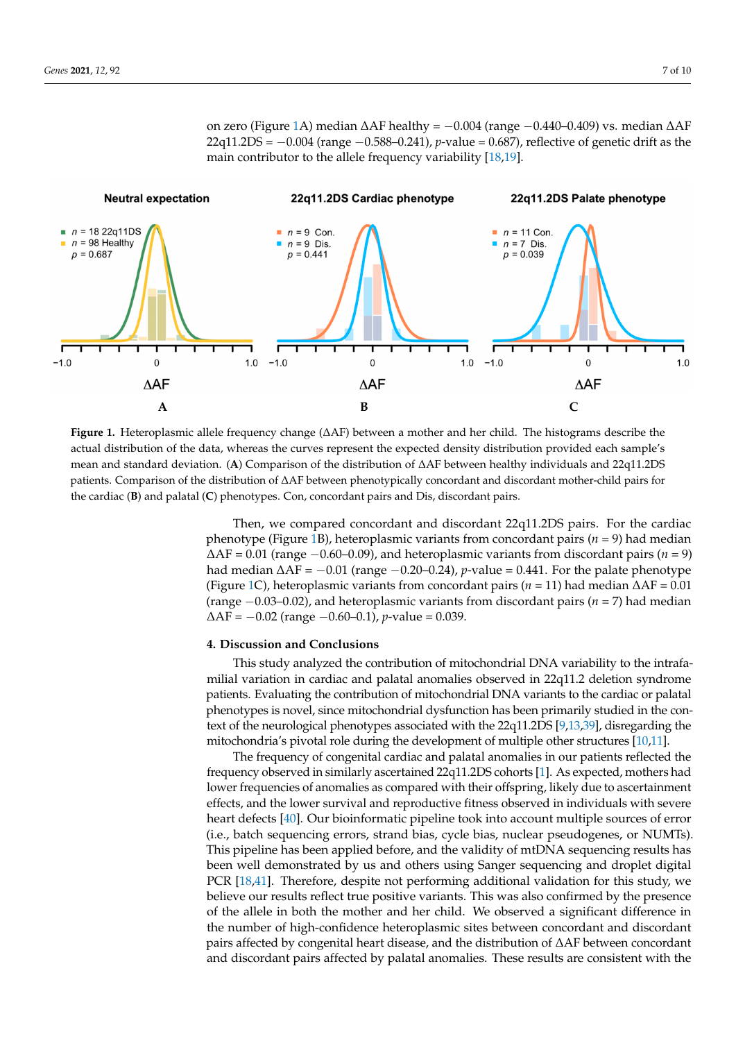on zero (Figure 1A) median ΔAF healthy = −0.004 (range −0.440–0.409) vs. median ΔAF 22q11.2DS = −0.004 (range −0.588–0.241), *p*-value = 0.687), reflective of genetic drift as the main contributor to the allele frequency variability [18,19].

**Figure 1.** Heteroplasmic allele frequency change (ΔAF) between a mother and her child. The histograms describe the actual distribution of the data, whereas the curves represent the expected density distribution provided each sample's mean and standard deviation. (**A**) Comparison of the distribution of ΔAF between healthy individuals and 22q11.2DS patients. Comparison of the distribution of ΔAF between phenotypically concordant and discordant mother-child pairs for the cardiac (**B**) and palatal (**C**) phenotypes. Con, concordant pairs and Dis, discordant pairs.

Then, we compared concordant and discordant 22q11.2DS pairs. For the cardiac phenotype (Figure 1B), heteroplasmic variants from concordant pairs ($n$ = 9) had median ΔAF = 0.01 (range −0.60–0.09), and heteroplasmic variants from discordant pairs ($n$ = 9) had median ΔAF = −0.01 (range −0.20–0.24), *p*-value = 0.441. For the palate phenotype (Figure 1C), heteroplasmic variants from concordant pairs ($n$ = 11) had median ΔAF = 0.01 (range −0.03–0.02), and heteroplasmic variants from discordant pairs ($n$ = 7) had median ΔAF = −0.02 (range −0.60–0.1), *p*-value = 0.039.

## 4. Discussion and Conclusions

This study analyzed the contribution of mitochondrial DNA variability to the intrafamilial variation in cardiac and palatal anomalies observed in 22q11.2 deletion syndrome patients. Evaluating the contribution of mitochondrial DNA variants to the cardiac or palatal phenotypes is novel, since mitochondrial dysfunction has been primarily studied in the context of the neurological phenotypes associated with the 22q11.2DS [9,13,39], disregarding the mitochondria's pivotal role during the development of multiple other structures [10,11].

The frequency of congenital cardiac and palatal anomalies in our patients reflected the frequency observed in similarly ascertained 22q11.2DS cohorts [1]. As expected, mothers had lower frequencies of anomalies as compared with their offspring, likely due to ascertainment effects, and the lower survival and reproductive fitness observed in individuals with severe heart defects [40]. Our bioinformatic pipeline took into account multiple sources of error (i.e., batch sequencing errors, strand bias, cycle bias, nuclear pseudogenes, or NUMTs). This pipeline has been applied before, and the validity of mtDNA sequencing results has been well demonstrated by us and others using Sanger sequencing and droplet digital PCR [18,41]. Therefore, despite not performing additional validation for this study, we believe our results reflect true positive variants. This was also confirmed by the presence of the allele in both the mother and her child. We observed a significant difference in the number of high-confidence heteroplasmic sites between concordant and discordant pairs affected by congenital heart disease, and the distribution of ΔAF between concordant and discordant pairs affected by palatal anomalies. These results are consistent with the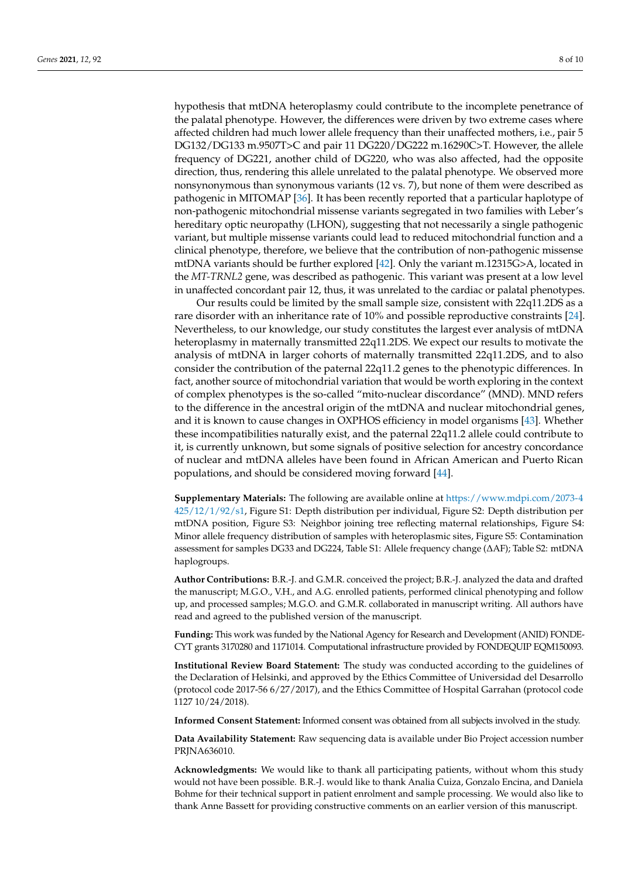hypothesis that mtDNA heteroplasmy could contribute to the incomplete penetrance of the palatal phenotype. However, the differences were driven by two extreme cases where affected children had much lower allele frequency than their unaffected mothers, i.e., pair 5 DG132/DG133 m.9507T>C and pair 11 DG220/DG222 m.16290C>T. However, the allele frequency of DG221, another child of DG220, who was also affected, had the opposite direction, thus, rendering this allele unrelated to the palatal phenotype. We observed more nonsynonymous than synonymous variants (12 vs. 7), but none of them were described as pathogenic in MITOMAP [36]. It has been recently reported that a particular haplotype of non-pathogenic mitochondrial missense variants segregated in two families with Leber's hereditary optic neuropathy (LHON), suggesting that not necessarily a single pathogenic variant, but multiple missense variants could lead to reduced mitochondrial function and a clinical phenotype, therefore, we believe that the contribution of non-pathogenic missense mtDNA variants should be further explored [42]. Only the variant m.12315G>A, located in the *MT-TRNL2* gene, was described as pathogenic. This variant was present at a low level in unaffected concordant pair 12, thus, it was unrelated to the cardiac or palatal phenotypes.

Our results could be limited by the small sample size, consistent with 22q11.2DS as a rare disorder with an inheritance rate of 10% and possible reproductive constraints [24]. Nevertheless, to our knowledge, our study constitutes the largest ever analysis of mtDNA heteroplasmy in maternally transmitted 22q11.2DS. We expect our results to motivate the analysis of mtDNA in larger cohorts of maternally transmitted 22q11.2DS, and to also consider the contribution of the paternal 22q11.2 genes to the phenotypic differences. In fact, another source of mitochondrial variation that would be worth exploring in the context of complex phenotypes is the so-called "mito-nuclear discordance" (MND). MND refers to the difference in the ancestral origin of the mtDNA and nuclear mitochondrial genes, and it is known to cause changes in OXPHOS efficiency in model organisms [43]. Whether these incompatibilities naturally exist, and the paternal 22q11.2 allele could contribute to it, is currently unknown, but some signals of positive selection for ancestry concordance of nuclear and mtDNA alleles have been found in African American and Puerto Rican populations, and should be considered moving forward [44].

**Supplementary Materials:** The following are available online at https://www.mdpi.com/2073-4425/12/1/92/s1, Figure S1: Depth distribution per individual, Figure S2: Depth distribution per mtDNA position, Figure S3: Neighbor joining tree reflecting maternal relationships, Figure S4: Minor allele frequency distribution of samples with heteroplasmic sites, Figure S5: Contamination assessment for samples DG33 and DG224, Table S1: Allele frequency change (ΔAF); Table S2: mtDNA haplogroups.

**Author Contributions:** B.R.-J. and G.M.R. conceived the project; B.R.-J. analyzed the data and drafted the manuscript; M.G.O., V.H., and A.G. enrolled patients, performed clinical phenotyping and follow up, and processed samples; M.G.O. and G.M.R. collaborated in manuscript writing. All authors have read and agreed to the published version of the manuscript.

**Funding:** This work was funded by the National Agency for Research and Development (ANID) FONDECYT grants 3170280 and 1171014. Computational infrastructure provided by FONDEQUIP EQM150093.

**Institutional Review Board Statement:** The study was conducted according to the guidelines of the Declaration of Helsinki, and approved by the Ethics Committee of Universidad del Desarrollo (protocol code 2017-56 6/27/2017), and the Ethics Committee of Hospital Garrahan (protocol code 1127 10/24/2018).

**Informed Consent Statement:** Informed consent was obtained from all subjects involved in the study.

**Data Availability Statement:** Raw sequencing data is available under Bio Project accession number PRJNA636010.

**Acknowledgments:** We would like to thank all participating patients, without whom this study would not have been possible. B.R.-J. would like to thank Analia Cuiza, Gonzalo Encina, and Daniela Bohme for their technical support in patient enrolment and sample processing. We would also like to thank Anne Bassett for providing constructive comments on an earlier version of this manuscript.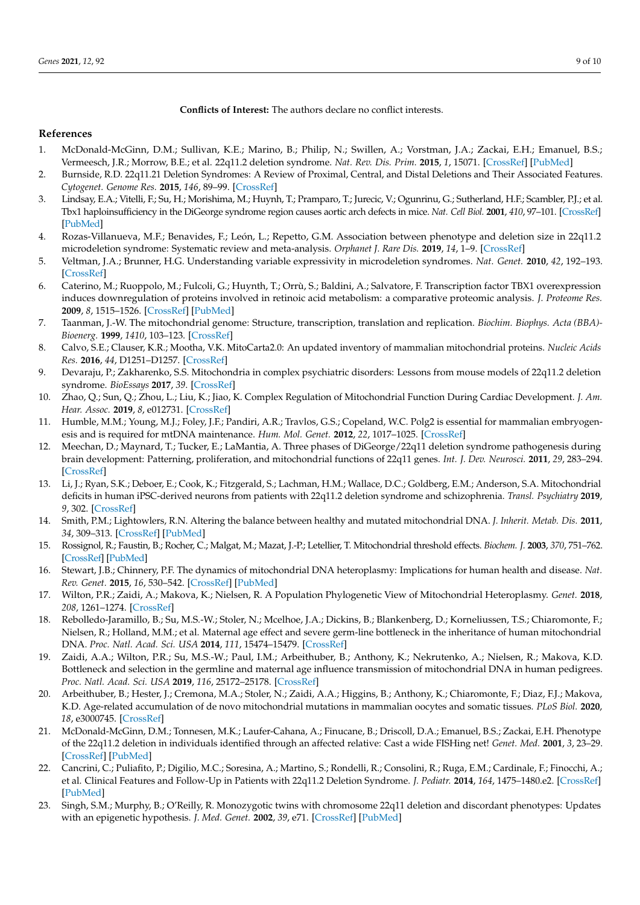**Conflicts of Interest:** The authors declare no conflict interests.

## References

1. McDonald-McGinn, D.M.; Sullivan, K.E.; Marino, B.; Philip, N.; Swillen, A.; Vorstman, J.A.; Zackai, E.H.; Emanuel, B.S.; Vermeesch, J.R.; Morrow, B.E.; et al. 22q11.2 deletion syndrome. *Nat. Rev. Dis. Prim.* **2015**, *1*, 15071. [CrossRef] [PubMed]
2. Burnside, R.D. 22q11.21 Deletion Syndromes: A Review of Proximal, Central, and Distal Deletions and Their Associated Features. *Cytogenet. Genome Res.* **2015**, *146*, 89–99. [CrossRef]
3. Lindsay, E.A.; Vitelli, F.; Su, H.; Morishima, M.; Huynh, T.; Pramparo, T.; Jurecic, V.; Ogunrinu, G.; Sutherland, H.F.; Scambler, P.J.; et al. Tbx1 haploinsufficiency in the DiGeorge syndrome region causes aortic arch defects in mice. *Nat. Cell Biol.* **2001**, *410*, 97–101. [CrossRef] [PubMed]
4. Rozas-Villanueva, M.F.; Benavides, F.; León, L.; Repetto, G.M. Association between phenotype and deletion size in 22q11.2 microdeletion syndrome: Systematic review and meta-analysis. *Orphanet J. Rare Dis.* **2019**, *14*, 1–9. [CrossRef]
5. Veltman, J.A.; Brunner, H.G. Understanding variable expressivity in microdeletion syndromes. *Nat. Genet.* **2010**, *42*, 192–193. [CrossRef]
6. Caterino, M.; Ruoppolo, M.; Fulcoli, G.; Huynth, T.; Orrù, S.; Baldini, A.; Salvatore, F. Transcription factor TBX1 overexpression induces downregulation of proteins involved in retinoic acid metabolism: a comparative proteomic analysis. *J. Proteome Res.* **2009**, *8*, 1515–1526. [CrossRef] [PubMed]
7. Taanman, J.-W. The mitochondrial genome: Structure, transcription, translation and replication. *Biochim. Biophys. Acta (BBA)-Bioenerg.* **1999**, *1410*, 103–123. [CrossRef]
8. Calvo, S.E.; Clauser, K.R.; Mootha, V.K. MitoCarta2.0: An updated inventory of mammalian mitochondrial proteins. *Nucleic Acids Res.* **2016**, *44*, D1251–D1257. [CrossRef]
9. Devaraju, P.; Zakharenko, S.S. Mitochondria in complex psychiatric disorders: Lessons from mouse models of 22q11.2 deletion syndrome. *BioEssays* **2017**, *39*. [CrossRef]
10. Zhao, Q.; Sun, Q.; Zhou, L.; Liu, K.; Jiao, K. Complex Regulation of Mitochondrial Function During Cardiac Development. *J. Am. Hear. Assoc.* **2019**, *8*, e012731. [CrossRef]
11. Humble, M.M.; Young, M.J.; Foley, J.F.; Pandiri, A.R.; Travlos, G.S.; Copeland, W.C. Polg2 is essential for mammalian embryogenesis and is required for mtDNA maintenance. *Hum. Mol. Genet.* **2012**, *22*, 1017–1025. [CrossRef]
12. Meechan, D.; Maynard, T.; Tucker, E.; LaMantia, A. Three phases of DiGeorge/22q11 deletion syndrome pathogenesis during brain development: Patterning, proliferation, and mitochondrial functions of 22q11 genes. *Int. J. Dev. Neurosci.* **2011**, *29*, 283–294. [CrossRef]
13. Li, J.; Ryan, S.K.; Deboer, E.; Cook, K.; Fitzgerald, S.; Lachman, H.M.; Wallace, D.C.; Goldberg, E.M.; Anderson, S.A. Mitochondrial deficits in human iPSC-derived neurons from patients with 22q11.2 deletion syndrome and schizophrenia. *Transl. Psychiatry* **2019**, *9*, 302. [CrossRef]
14. Smith, P.M.; Lightowlers, R.N. Altering the balance between healthy and mutated mitochondrial DNA. *J. Inherit. Metab. Dis.* **2011**, *34*, 309–313. [CrossRef] [PubMed]
15. Rossignol, R.; Faustin, B.; Rocher, C.; Malgat, M.; Mazat, J.-P.; Letellier, T. Mitochondrial threshold effects. *Biochem. J.* **2003**, *370*, 751–762. [CrossRef] [PubMed]
16. Stewart, J.B.; Chinnery, P.F. The dynamics of mitochondrial DNA heteroplasmy: Implications for human health and disease. *Nat. Rev. Genet.* **2015**, *16*, 530–542. [CrossRef] [PubMed]
17. Wilton, P.R.; Zaidi, A.; Makova, K.; Nielsen, R. A Population Phylogenetic View of Mitochondrial Heteroplasmy. *Genet.* **2018**, *208*, 1261–1274. [CrossRef]
18. Rebolledo-Jaramillo, B.; Su, M.S.-W.; Stoler, N.; Mcelhoe, J.A.; Dickins, B.; Blankenberg, D.; Korneliussen, T.S.; Chiaromonte, F.; Nielsen, R.; Holland, M.M.; et al. Maternal age effect and severe germ-line bottleneck in the inheritance of human mitochondrial DNA. *Proc. Natl. Acad. Sci. USA* **2014**, *111*, 15474–15479. [CrossRef]
19. Zaidi, A.A.; Wilton, P.R.; Su, M.S.-W.; Paul, I.M.; Arbeithuber, B.; Anthony, K.; Nekrutenko, A.; Nielsen, R.; Makova, K.D. Bottleneck and selection in the germline and maternal age influence transmission of mitochondrial DNA in human pedigrees. *Proc. Natl. Acad. Sci. USA* **2019**, *116*, 25172–25178. [CrossRef]
20. Arbeithuber, B.; Hester, J.; Cremona, M.A.; Stoler, N.; Zaidi, A.A.; Higgins, B.; Anthony, K.; Chiaromonte, F.; Diaz, F.J.; Makova, K.D. Age-related accumulation of de novo mitochondrial mutations in mammalian oocytes and somatic tissues. *PLoS Biol.* **2020**, *18*, e3000745. [CrossRef]
21. McDonald-McGinn, D.M.; Tonnesen, M.K.; Laufer-Cahana, A.; Finucane, B.; Driscoll, D.A.; Emanuel, B.S.; Zackai, E.H. Phenotype of the 22q11.2 deletion in individuals identified through an affected relative: Cast a wide FISHing net! *Genet. Med.* **2001**, *3*, 23–29. [CrossRef] [PubMed]
22. Cancrini, C.; Puliafito, P.; Digilio, M.C.; Soresina, A.; Martino, S.; Rondelli, R.; Consolini, R.; Ruga, E.M.; Cardinale, F.; Finocchi, A.; et al. Clinical Features and Follow-Up in Patients with 22q11.2 Deletion Syndrome. *J. Pediatr.* **2014**, *164*, 1475–1480.e2. [CrossRef] [PubMed]
23. Singh, S.M.; Murphy, B.; O'Reilly, R. Monozygotic twins with chromosome 22q11 deletion and discordant phenotypes: Updates with an epigenetic hypothesis. *J. Med. Genet.* **2002**, *39*, e71. [CrossRef] [PubMed]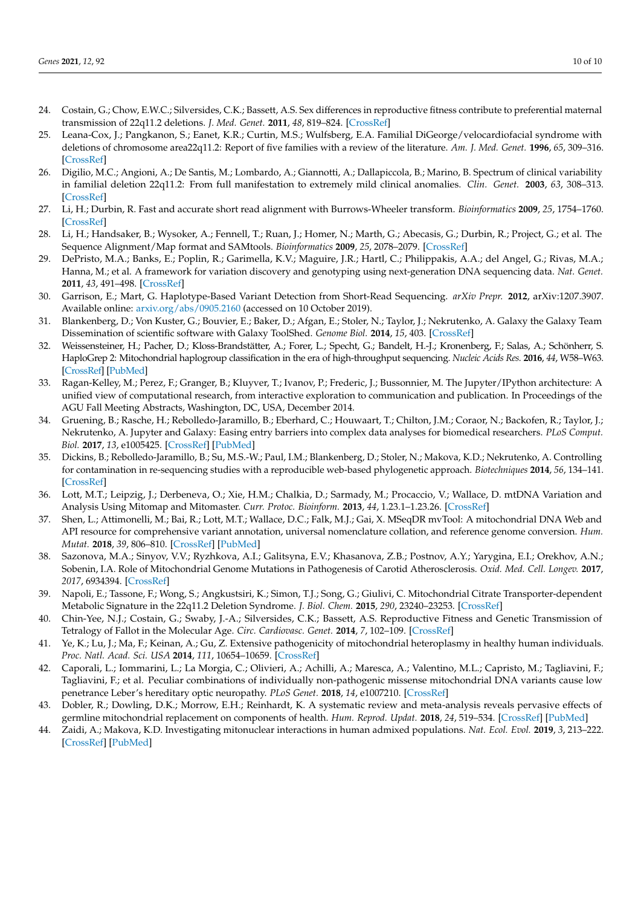24. Costain, G.; Chow, E.W.C.; Silversides, C.K.; Bassett, A.S. Sex differences in reproductive fitness contribute to preferential maternal transmission of 22q11.2 deletions. *J. Med. Genet.* **2011**, *48*, 819–824. [CrossRef]
25. Leana-Cox, J.; Pangkanon, S.; Eanet, K.R.; Curtin, M.S.; Wulfsberg, E.A. Familial DiGeorge/velocardiofacial syndrome with deletions of chromosome area22q11.2: Report of five families with a review of the literature. *Am. J. Med. Genet.* **1996**, *65*, 309–316. [CrossRef]
26. Digilio, M.C.; Angioni, A.; De Santis, M.; Lombardo, A.; Giannotti, A.; Dallapiccola, B.; Marino, B. Spectrum of clinical variability in familial deletion 22q11.2: From full manifestation to extremely mild clinical anomalies. *Clin. Genet.* **2003**, *63*, 308–313. [CrossRef]
27. Li, H.; Durbin, R. Fast and accurate short read alignment with Burrows-Wheeler transform. *Bioinformatics* **2009**, *25*, 1754–1760. [CrossRef]
28. Li, H.; Handsaker, B.; Wysoker, A.; Fennell, T.; Ruan, J.; Homer, N.; Marth, G.; Abecasis, G.; Durbin, R.; Project, G.; et al. The Sequence Alignment/Map format and SAMtools. *Bioinformatics* **2009**, *25*, 2078–2079. [CrossRef]
29. DePristo, M.A.; Banks, E.; Poplin, R.; Garimella, K.V.; Maguire, J.R.; Hartl, C.; Philippakis, A.A.; del Angel, G.; Rivas, M.A.; Hanna, M.; et al. A framework for variation discovery and genotyping using next-generation DNA sequencing data. *Nat. Genet.* **2011**, *43*, 491–498. [CrossRef]
30. Garrison, E.; Mart, G. Haplotype-Based Variant Detection from Short-Read Sequencing. *arXiv Prepr.* **2012**, arXiv:1207.3907. Available online: arxiv.org/abs/0905.2160 (accessed on 10 October 2019).
31. Blankenberg, D.; Von Kuster, G.; Bouvier, E.; Baker, D.; Afgan, E.; Stoler, N.; Taylor, J.; Nekrutenko, A. Galaxy the Galaxy Team Dissemination of scientific software with Galaxy ToolShed. *Genome Biol.* **2014**, *15*, 403. [CrossRef]
32. Weissensteiner, H.; Pacher, D.; Kloss-Brandstätter, A.; Forer, L.; Specht, G.; Bandelt, H.-J.; Kronenberg, F.; Salas, A.; Schönherr, S. HaploGrep 2: Mitochondrial haplogroup classification in the era of high-throughput sequencing. *Nucleic Acids Res.* **2016**, *44*, W58–W63. [CrossRef] [PubMed]
33. Ragan-Kelley, M.; Perez, F.; Granger, B.; Kluyver, T.; Ivanov, P.; Frederic, J.; Bussonnier, M. The Jupyter/IPython architecture: A unified view of computational research, from interactive exploration to communication and publication. In Proceedings of the AGU Fall Meeting Abstracts, Washington, DC, USA, December 2014.
34. Gruening, B.; Rasche, H.; Rebolledo-Jaramillo, B.; Eberhard, C.; Houwaart, T.; Chilton, J.M.; Coraor, N.; Backofen, R.; Taylor, J.; Nekrutenko, A. Jupyter and Galaxy: Easing entry barriers into complex data analyses for biomedical researchers. *PLoS Comput. Biol.* **2017**, *13*, e1005425. [CrossRef] [PubMed]
35. Dickins, B.; Rebolledo-Jaramillo, B.; Su, M.S.-W.; Paul, I.M.; Blankenberg, D.; Stoler, N.; Makova, K.D.; Nekrutenko, A. Controlling for contamination in re-sequencing studies with a reproducible web-based phylogenetic approach. *Biotechniques* **2014**, *56*, 134–141. [CrossRef]
36. Lott, M.T.; Leipzig, J.; Derbeneva, O.; Xie, H.M.; Chalkia, D.; Sarmady, M.; Procaccio, V.; Wallace, D. mtDNA Variation and Analysis Using Mitomap and Mitomaster. *Curr. Protoc. Bioinform.* **2013**, *44*, 1.23.1–1.23.26. [CrossRef]
37. Shen, L.; Attimonelli, M.; Bai, R.; Lott, M.T.; Wallace, D.C.; Falk, M.J.; Gai, X. MSeqDR mvTool: A mitochondrial DNA Web and API resource for comprehensive variant annotation, universal nomenclature collation, and reference genome conversion. *Hum. Mutat.* **2018**, *39*, 806–810. [CrossRef] [PubMed]
38. Sazonova, M.A.; Sinyov, V.V.; Ryzhkova, A.I.; Galitsyna, E.V.; Khasanova, Z.B.; Postnov, A.Y.; Yarygina, E.I.; Orekhov, A.N.; Sobenin, I.A. Role of Mitochondrial Genome Mutations in Pathogenesis of Carotid Atherosclerosis. *Oxid. Med. Cell. Longev.* **2017**, *2017*, 6934394. [CrossRef]
39. Napoli, E.; Tassone, F.; Wong, S.; Angkustsiri, K.; Simon, T.J.; Song, G.; Giulivi, C. Mitochondrial Citrate Transporter-dependent Metabolic Signature in the 22q11.2 Deletion Syndrome. *J. Biol. Chem.* **2015**, *290*, 23240–23253. [CrossRef]
40. Chin-Yee, N.J.; Costain, G.; Swaby, J.-A.; Silversides, C.K.; Bassett, A.S. Reproductive Fitness and Genetic Transmission of Tetralogy of Fallot in the Molecular Age. *Circ. Cardiovasc. Genet.* **2014**, *7*, 102–109. [CrossRef]
41. Ye, K.; Lu, J.; Ma, F.; Keinan, A.; Gu, Z. Extensive pathogenicity of mitochondrial heteroplasmy in healthy human individuals. *Proc. Natl. Acad. Sci. USA* **2014**, *111*, 10654–10659. [CrossRef]
42. Caporali, L.; Iommarini, L.; La Morgia, C.; Olivieri, A.; Achilli, A.; Maresca, A.; Valentino, M.L.; Capristo, M.; Tagliavini, F.; Tagliavini, F.; et al. Peculiar combinations of individually non-pathogenic missense mitochondrial DNA variants cause low penetrance Leber's hereditary optic neuropathy. *PLoS Genet.* **2018**, *14*, e1007210. [CrossRef]
43. Dobler, R.; Dowling, D.K.; Morrow, E.H.; Reinhardt, K. A systematic review and meta-analysis reveals pervasive effects of germline mitochondrial replacement on components of health. *Hum. Reprod. Updat.* **2018**, *24*, 519–534. [CrossRef] [PubMed]
44. Zaidi, A.; Makova, K.D. Investigating mitonuclear interactions in human admixed populations. *Nat. Ecol. Evol.* **2019**, *3*, 213–222. [CrossRef] [PubMed]